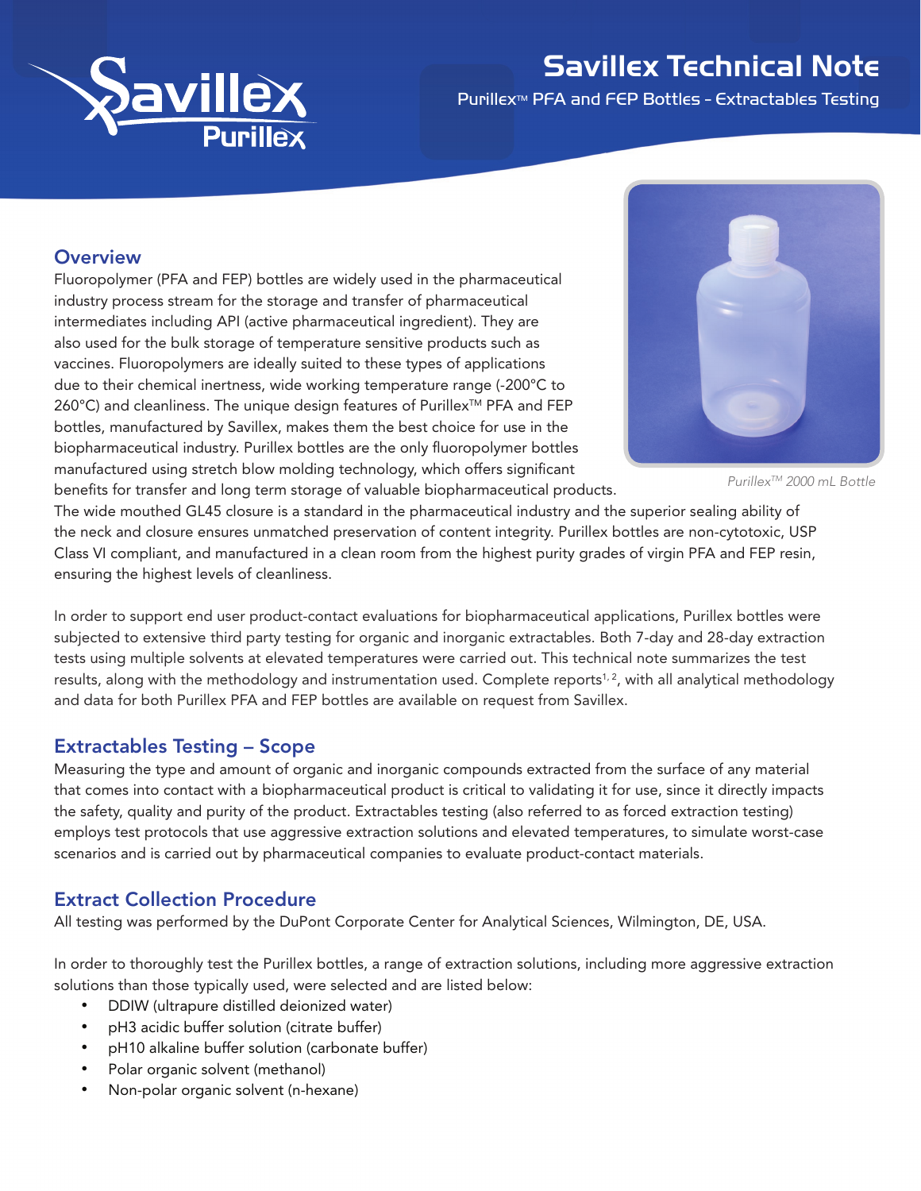# Savillex Technical Note

Purillex™ PFA and FEP Bottles - Extractables Testing

## Overview

Fluoropolymer (PFA and FEP) bottles are widely used in the pharmaceutical industry process stream for the storage and transfer of pharmaceutical intermediates including API (active pharmaceutical ingredient). They are also used for the bulk storage of temperature sensitive products such as vaccines. Fluoropolymers are ideally suited to these types of applications due to their chemical inertness, wide working temperature range (-200°C to 260°C) and cleanliness. The unique design features of Purillex™ PFA and FEP bottles, manufactured by Savillex, makes them the best choice for use in the biopharmaceutical industry. Purillex bottles are the only fluoropolymer bottles manufactured using stretch blow molding technology, which offers significant benefits for transfer and long term storage of valuable biopharmaceutical products. The wide mouthed GL45 closure is a standard in the pharmaceutical industry and the superior sealing ability of the neck and closure ensures unmatched preservation of content integrity. Purillex bottles are non-cytotoxic, USP Class VI compliant, and manufactured in a clean room from the highest purity grades of virgin PFA and FEP resin, ensuring the highest levels of cleanliness.

*Purillex™ 2000 mL Bottle*

In order to support end user product-contact evaluations for biopharmaceutical applications, Purillex bottles were subjected to extensive third party testing for organic and inorganic extractables. Both 7-day and 28-day extraction tests using multiple solvents at elevated temperatures were carried out. This technical note summarizes the test results, along with the methodology and instrumentation used. Complete reports[1,2], with all analytical methodology and data for both Purillex PFA and FEP bottles are available on request from Savillex.

## Extractables Testing – Scope

Measuring the type and amount of organic and inorganic compounds extracted from the surface of any material that comes into contact with a biopharmaceutical product is critical to validating it for use, since it directly impacts the safety, quality and purity of the product. Extractables testing (also referred to as forced extraction testing) employs test protocols that use aggressive extraction solutions and elevated temperatures, to simulate worst-case scenarios and is carried out by pharmaceutical companies to evaluate product-contact materials.

## Extract Collection Procedure

All testing was performed by the DuPont Corporate Center for Analytical Sciences, Wilmington, DE, USA.

In order to thoroughly test the Purillex bottles, a range of extraction solutions, including more aggressive extraction solutions than those typically used, were selected and are listed below:

- DDIW (ultrapure distilled deionized water)
- pH3 acidic buffer solution (citrate buffer)
- pH10 alkaline buffer solution (carbonate buffer)
- Polar organic solvent (methanol)
- Non-polar organic solvent (n-hexane)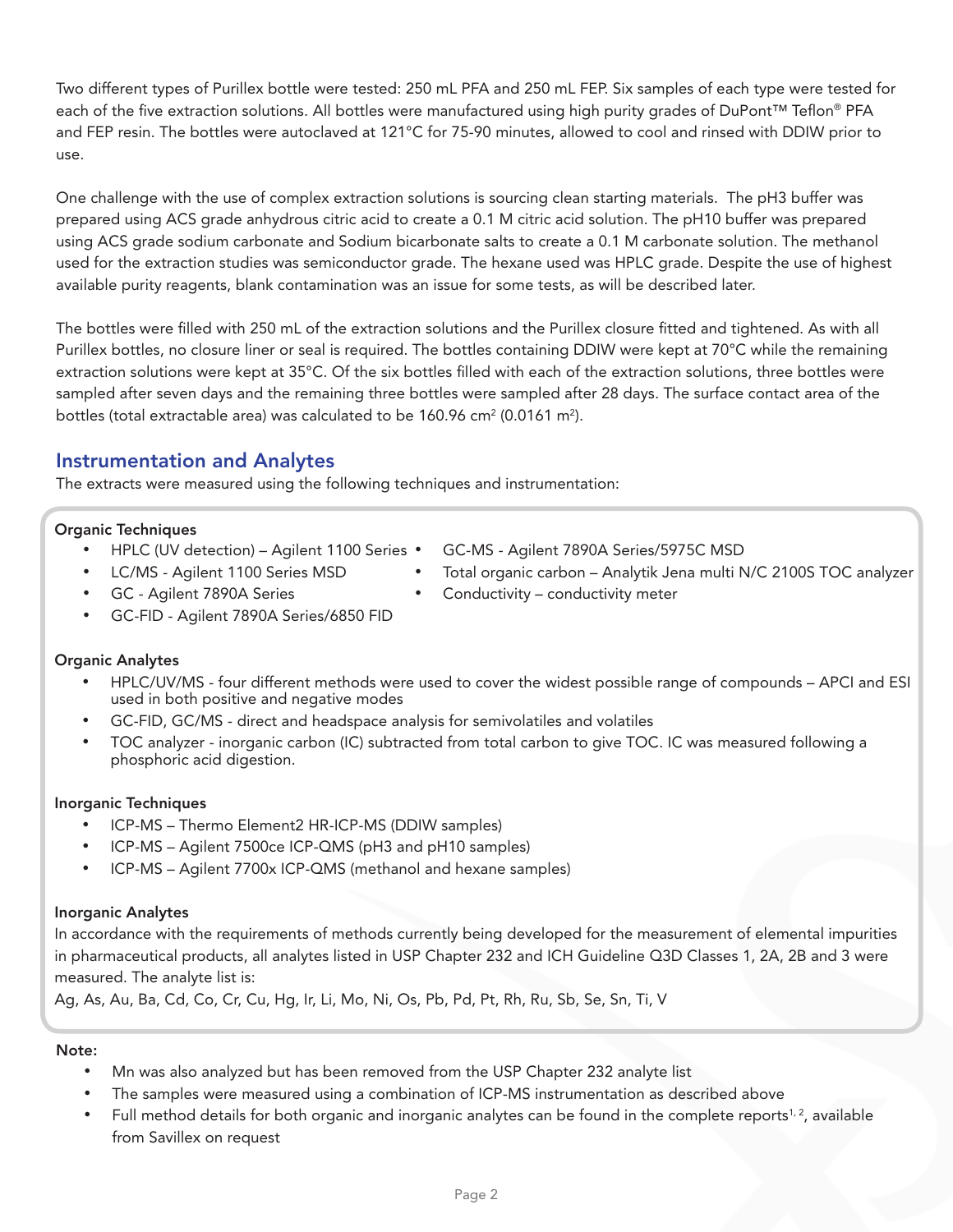Two different types of Purillex bottle were tested: 250 mL PFA and 250 mL FEP. Six samples of each type were tested for each of the five extraction solutions. All bottles were manufactured using high purity grades of DuPont™ Teflon® PFA and FEP resin. The bottles were autoclaved at 121°C for 75-90 minutes, allowed to cool and rinsed with DDIW prior to use.

One challenge with the use of complex extraction solutions is sourcing clean starting materials. The pH3 buffer was prepared using ACS grade anhydrous citric acid to create a 0.1 M citric acid solution. The pH10 buffer was prepared using ACS grade sodium carbonate and Sodium bicarbonate salts to create a 0.1 M carbonate solution. The methanol used for the extraction studies was semiconductor grade. The hexane used was HPLC grade. Despite the use of highest available purity reagents, blank contamination was an issue for some tests, as will be described later.

The bottles were filled with 250 mL of the extraction solutions and the Purillex closure fitted and tightened. As with all Purillex bottles, no closure liner or seal is required. The bottles containing DDIW were kept at 70°C while the remaining extraction solutions were kept at 35°C. Of the six bottles filled with each of the extraction solutions, three bottles were sampled after seven days and the remaining three bottles were sampled after 28 days. The surface contact area of the bottles (total extractable area) was calculated to be 160.96 $cm^2$ (0.0161 $m^2$).

## Instrumentation and Analytes

The extracts were measured using the following techniques and instrumentation:

**Organic Techniques**

- HPLC (UV detection) – Agilent 1100 Series
- LC/MS - Agilent 1100 Series MSD
- GC - Agilent 7890A Series
- GC-FID - Agilent 7890A Series/6850 FID
- GC-MS - Agilent 7890A Series/5975C MSD
- Total organic carbon – Analytik Jena multi N/C 2100S TOC analyzer
- Conductivity – conductivity meter

**Organic Analytes**

- HPLC/UV/MS - four different methods were used to cover the widest possible range of compounds – APCI and ESI used in both positive and negative modes
- GC-FID, GC/MS - direct and headspace analysis for semivolatiles and volatiles
- TOC analyzer - inorganic carbon (IC) subtracted from total carbon to give TOC. IC was measured following a phosphoric acid digestion.

**Inorganic Techniques**

- ICP-MS – Thermo Element2 HR-ICP-MS (DDIW samples)
- ICP-MS – Agilent 7500ce ICP-QMS (pH3 and pH10 samples)
- ICP-MS – Agilent 7700x ICP-QMS (methanol and hexane samples)

**Inorganic Analytes**

In accordance with the requirements of methods currently being developed for the measurement of elemental impurities in pharmaceutical products, all analytes listed in USP Chapter 232 and ICH Guideline Q3D Classes 1, 2A, 2B and 3 were measured. The analyte list is:

Ag, As, Au, Ba, Cd, Co, Cr, Cu, Hg, Ir, Li, Mo, Ni, Os, Pb, Pd, Pt, Rh, Ru, Sb, Se, Sn, Ti, V

**Note:**

- Mn was also analyzed but has been removed from the USP Chapter 232 analyte list
- The samples were measured using a combination of ICP-MS instrumentation as described above
- Full method details for both organic and inorganic analytes can be found in the complete reports[1, 2], available from Savillex on request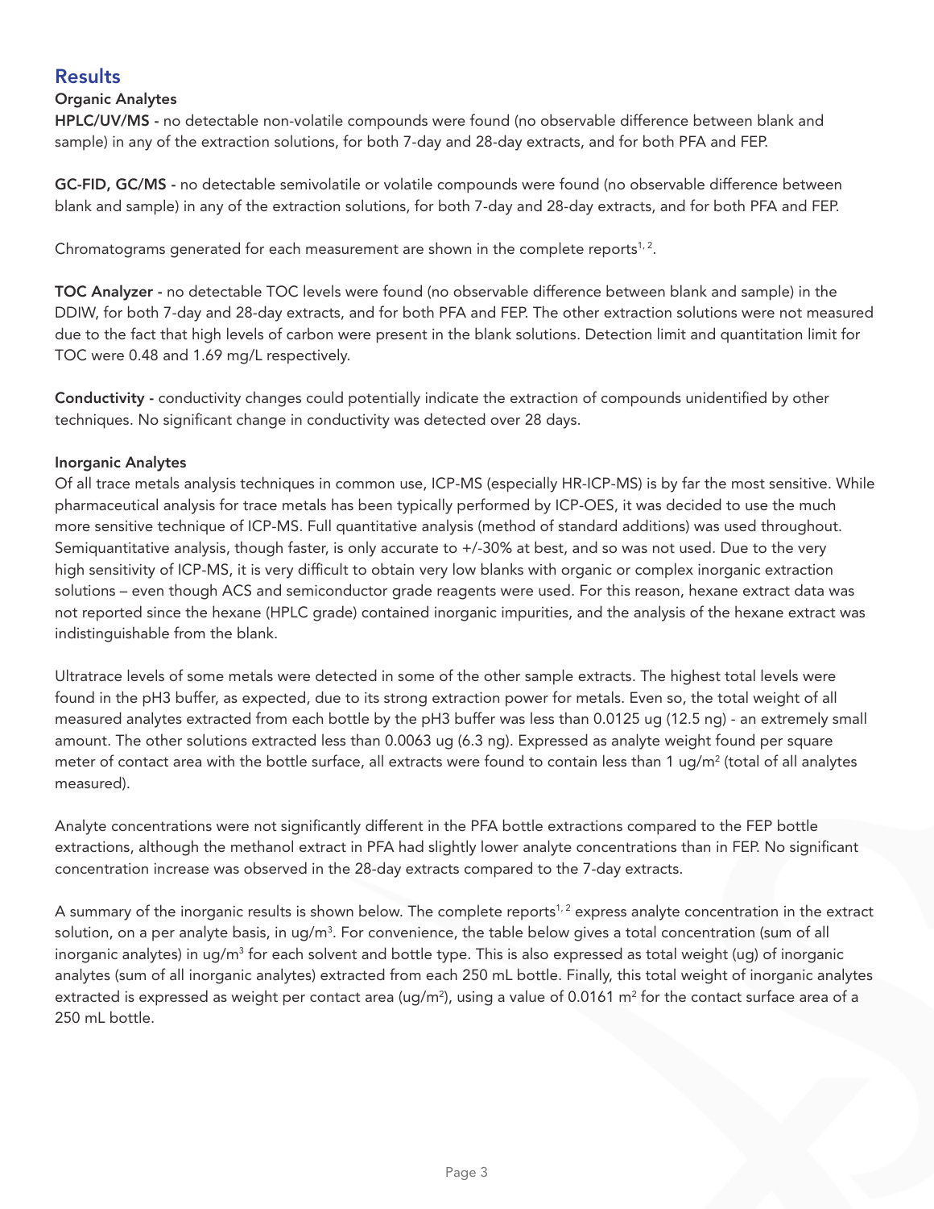## Results

### Organic Analytes

**HPLC/UV/MS -** no detectable non-volatile compounds were found (no observable difference between blank and sample) in any of the extraction solutions, for both 7-day and 28-day extracts, and for both PFA and FEP.

**GC-FID, GC/MS -** no detectable semivolatile or volatile compounds were found (no observable difference between blank and sample) in any of the extraction solutions, for both 7-day and 28-day extracts, and for both PFA and FEP.

Chromatograms generated for each measurement are shown in the complete reports[1, 2].

**TOC Analyzer -** no detectable TOC levels were found (no observable difference between blank and sample) in the DDIW, for both 7-day and 28-day extracts, and for both PFA and FEP. The other extraction solutions were not measured due to the fact that high levels of carbon were present in the blank solutions. Detection limit and quantitation limit for TOC were 0.48 and 1.69 mg/L respectively.

**Conductivity -** conductivity changes could potentially indicate the extraction of compounds unidentified by other techniques. No significant change in conductivity was detected over 28 days.

### Inorganic Analytes

Of all trace metals analysis techniques in common use, ICP-MS (especially HR-ICP-MS) is by far the most sensitive. While pharmaceutical analysis for trace metals has been typically performed by ICP-OES, it was decided to use the much more sensitive technique of ICP-MS. Full quantitative analysis (method of standard additions) was used throughout. Semiquantitative analysis, though faster, is only accurate to +/-30% at best, and so was not used. Due to the very high sensitivity of ICP-MS, it is very difficult to obtain very low blanks with organic or complex inorganic extraction solutions – even though ACS and semiconductor grade reagents were used. For this reason, hexane extract data was not reported since the hexane (HPLC grade) contained inorganic impurities, and the analysis of the hexane extract was indistinguishable from the blank.

Ultratrace levels of some metals were detected in some of the other sample extracts. The highest total levels were found in the pH3 buffer, as expected, due to its strong extraction power for metals. Even so, the total weight of all measured analytes extracted from each bottle by the pH3 buffer was less than 0.0125 ug (12.5 ng) - an extremely small amount. The other solutions extracted less than 0.0063 ug (6.3 ng). Expressed as analyte weight found per square meter of contact area with the bottle surface, all extracts were found to contain less than 1 ug/$m^2$ (total of all analytes measured).

Analyte concentrations were not significantly different in the PFA bottle extractions compared to the FEP bottle extractions, although the methanol extract in PFA had slightly lower analyte concentrations than in FEP. No significant concentration increase was observed in the 28-day extracts compared to the 7-day extracts.

A summary of the inorganic results is shown below. The complete reports[1, 2] express analyte concentration in the extract solution, on a per analyte basis, in ug/$m^3$. For convenience, the table below gives a total concentration (sum of all inorganic analytes) in ug/$m^3$ for each solvent and bottle type. This is also expressed as total weight (ug) of inorganic analytes (sum of all inorganic analytes) extracted from each 250 mL bottle. Finally, this total weight of inorganic analytes extracted is expressed as weight per contact area (ug/$m^2$), using a value of 0.0161 $m^2$ for the contact surface area of a 250 mL bottle.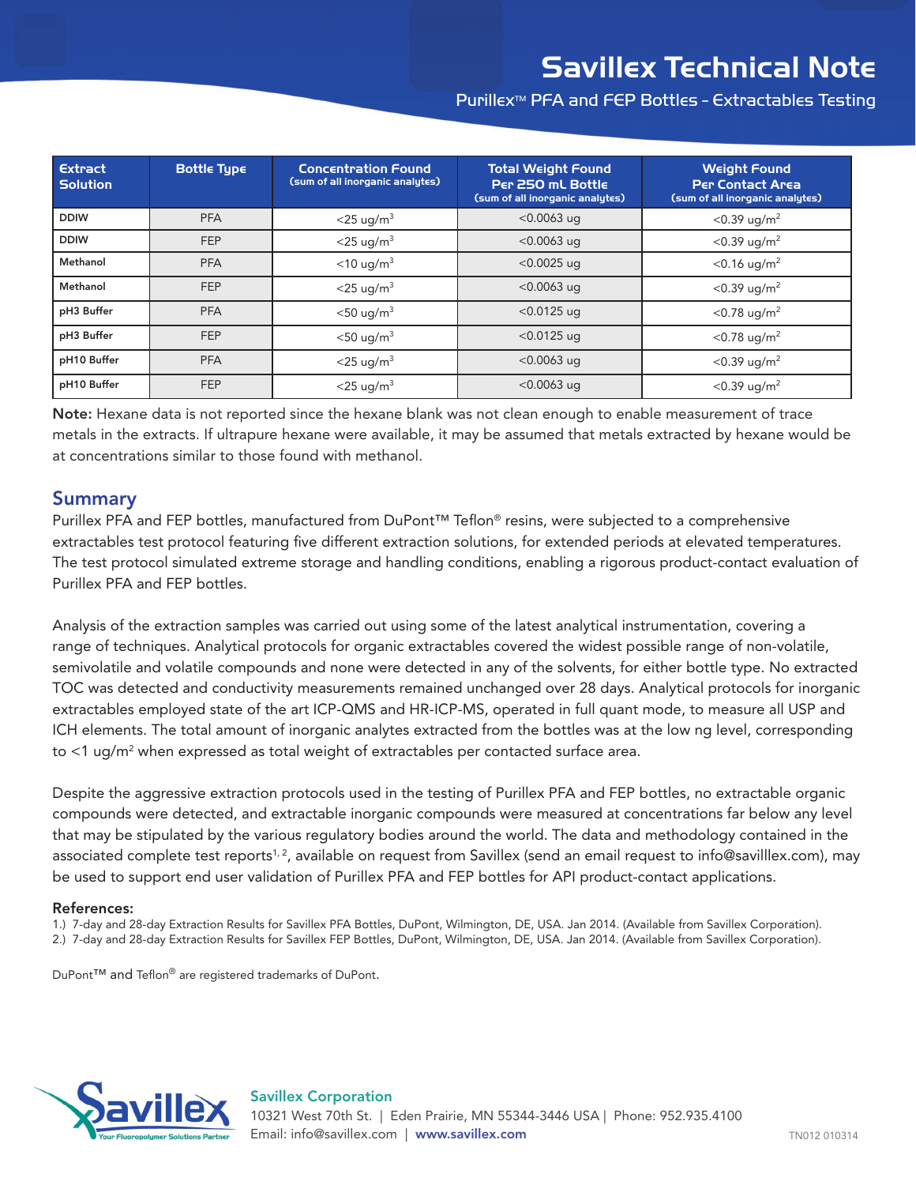| Extract Solution | Bottle Type | Concentration Found (sum of all inorganic analytes) | Total Weight Found Per 250 mL Bottle (sum of all inorganic analytes) | Weight Found Per Contact Area (sum of all inorganic analytes) |
|---|---|---|---|---|
| DDIW | PFA | <25 ug/m$^3$ | <0.0063 ug | <0.39 ug/m$^2$ |
| DDIW | FEP | <25 ug/m$^3$ | <0.0063 ug | <0.39 ug/m$^2$ |
| Methanol | PFA | <10 ug/m$^3$ | <0.0025 ug | <0.16 ug/m$^2$ |
| Methanol | FEP | <25 ug/m$^3$ | <0.0063 ug | <0.39 ug/m$^2$ |
| pH3 Buffer | PFA | <50 ug/m$^3$ | <0.0125 ug | <0.78 ug/m$^2$ |
| pH3 Buffer | FEP | <50 ug/m$^3$ | <0.0125 ug | <0.78 ug/m$^2$ |
| pH10 Buffer | PFA | <25 ug/m$^3$ | <0.0063 ug | <0.39 ug/m$^2$ |
| pH10 Buffer | FEP | <25 ug/m$^3$ | <0.0063 ug | <0.39 ug/m$^2$ |

**Note:** Hexane data is not reported since the hexane blank was not clean enough to enable measurement of trace metals in the extracts. If ultrapure hexane were available, it may be assumed that metals extracted by hexane would be at concentrations similar to those found with methanol.

## Summary

Purillex PFA and FEP bottles, manufactured from DuPont™ Teflon® resins, were subjected to a comprehensive extractables test protocol featuring five different extraction solutions, for extended periods at elevated temperatures. The test protocol simulated extreme storage and handling conditions, enabling a rigorous product-contact evaluation of Purillex PFA and FEP bottles.

Analysis of the extraction samples was carried out using some of the latest analytical instrumentation, covering a range of techniques. Analytical protocols for organic extractables covered the widest possible range of non-volatile, semivolatile and volatile compounds and none were detected in any of the solvents, for either bottle type. No extracted TOC was detected and conductivity measurements remained unchanged over 28 days. Analytical protocols for inorganic extractables employed state of the art ICP-QMS and HR-ICP-MS, operated in full quant mode, to measure all USP and ICH elements. The total amount of inorganic analytes extracted from the bottles was at the low ng level, corresponding to <1 ug/m$^2$ when expressed as total weight of extractables per contacted surface area.

Despite the aggressive extraction protocols used in the testing of Purillex PFA and FEP bottles, no extractable organic compounds were detected, and extractable inorganic compounds were measured at concentrations far below any level that may be stipulated by the various regulatory bodies around the world. The data and methodology contained in the associated complete test reports[1, 2], available on request from Savillex (send an email request to info@savilllex.com), may be used to support end user validation of Purillex PFA and FEP bottles for API product-contact applications.

**References:**

1.) 7-day and 28-day Extraction Results for Savillex PFA Bottles, DuPont, Wilmington, DE, USA. Jan 2014. (Available from Savillex Corporation).
2.) 7-day and 28-day Extraction Results for Savillex FEP Bottles, DuPont, Wilmington, DE, USA. Jan 2014. (Available from Savillex Corporation).

DuPont™ and Teflon® are registered trademarks of DuPont.

**Savillex Corporation**
10321 West 70th St. | Eden Prairie, MN 55344-3446 USA | Phone: 952.935.4100
Email: info@savillex.com | www.savillex.com

TN012 010314